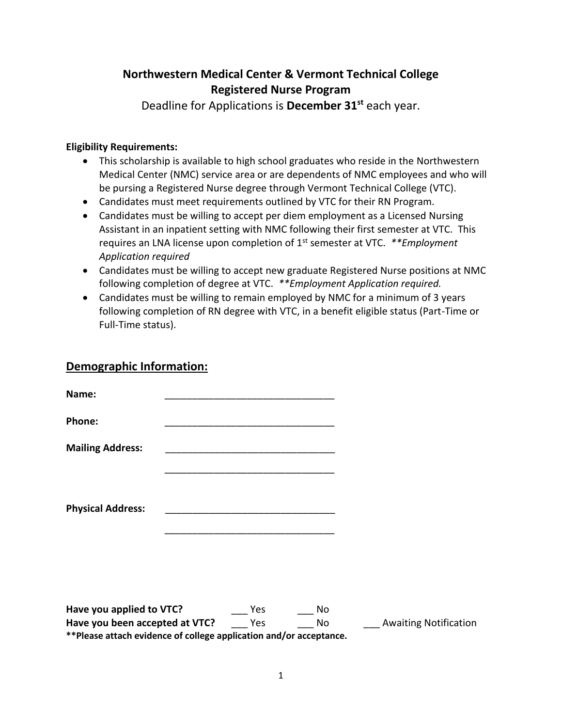# Northwestern Medical Center & Vermont Technical College
## Registered Nurse Program

Deadline for Applications is **December 31st** each year.

**Eligibility Requirements:**

- This scholarship is available to high school graduates who reside in the Northwestern Medical Center (NMC) service area or are dependents of NMC employees and who will be pursing a Registered Nurse degree through Vermont Technical College (VTC).
- Candidates must meet requirements outlined by VTC for their RN Program.
- Candidates must be willing to accept per diem employment as a Licensed Nursing Assistant in an inpatient setting with NMC following their first semester at VTC. This requires an LNA license upon completion of 1st semester at VTC. *\*\*Employment Application required*
- Candidates must be willing to accept new graduate Registered Nurse positions at NMC following completion of degree at VTC. *\*\*Employment Application required.*
- Candidates must be willing to remain employed by NMC for a minimum of 3 years following completion of RN degree with VTC, in a benefit eligible status (Part-Time or Full-Time status).

## Demographic Information:

**Name:** _______________________________

**Phone:** _______________________________

**Mailing Address:** _______________________________

_______________________________

**Physical Address:** _______________________________

_______________________________

**Have you applied to VTC?** ___ Yes ___ No

**Have you been accepted at VTC?** ___ Yes ___ No ___ Awaiting Notification

**\*\*Please attach evidence of college application and/or acceptance.**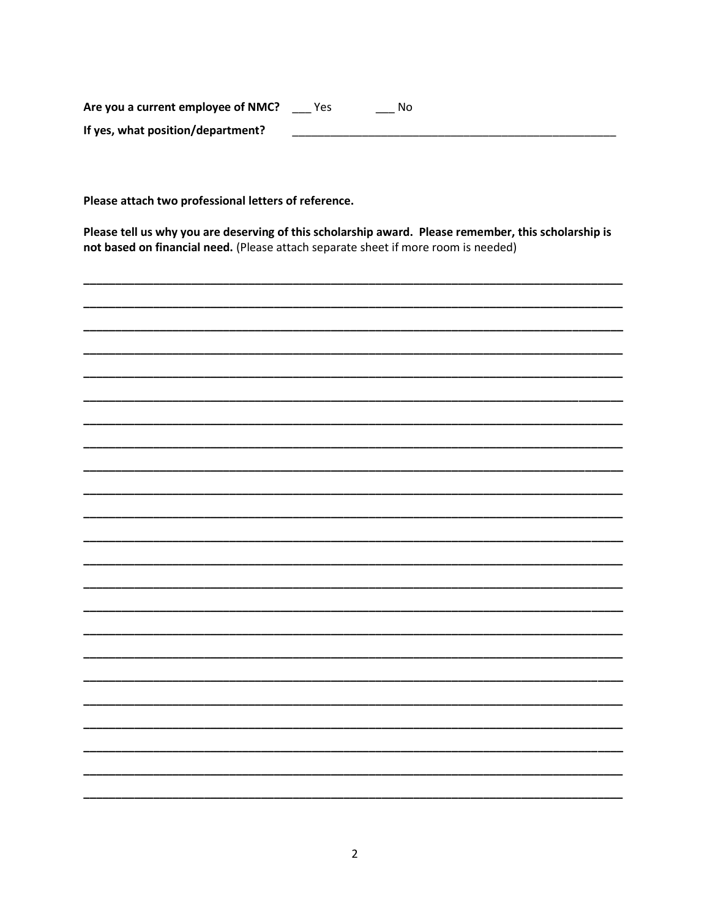**Are you a current employee of NMC?** ___ Yes ___ No

**If yes, what position/department?** ______________________________________________

**Please attach two professional letters of reference.**

**Please tell us why you are deserving of this scholarship award. Please remember, this scholarship is not based on financial need.** (Please attach separate sheet if more room is needed)

________________________________________________________________________________

________________________________________________________________________________

________________________________________________________________________________

________________________________________________________________________________

________________________________________________________________________________

________________________________________________________________________________

________________________________________________________________________________

________________________________________________________________________________

________________________________________________________________________________

________________________________________________________________________________

________________________________________________________________________________

________________________________________________________________________________

________________________________________________________________________________

________________________________________________________________________________

________________________________________________________________________________

________________________________________________________________________________

________________________________________________________________________________

________________________________________________________________________________

________________________________________________________________________________

________________________________________________________________________________

________________________________________________________________________________

________________________________________________________________________________

________________________________________________________________________________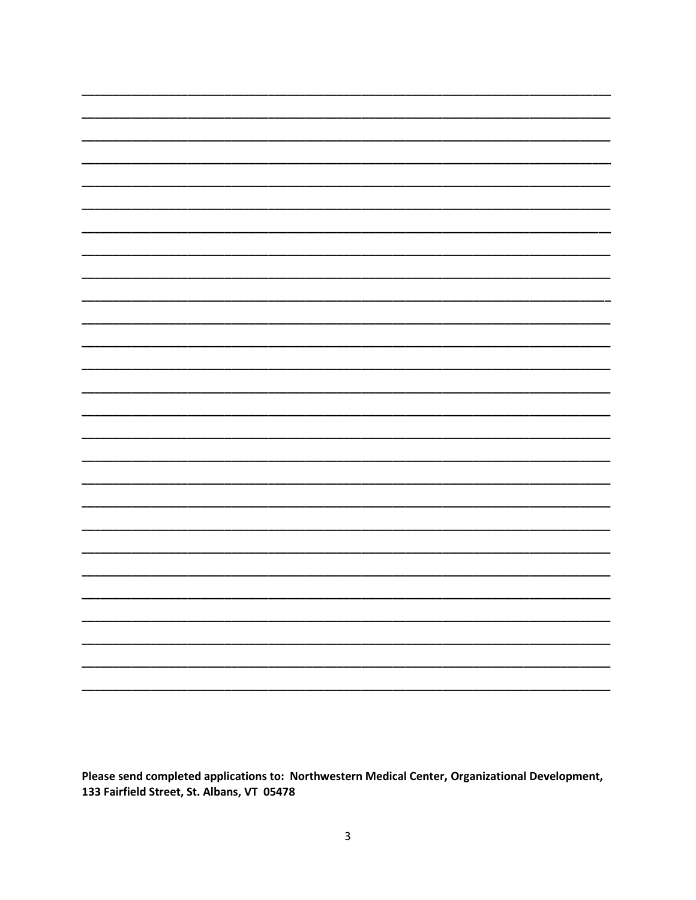\_\_\_\_\_\_\_\_\_\_\_\_\_\_\_\_\_\_\_\_\_\_\_\_\_\_\_\_\_\_\_\_\_\_\_\_\_\_\_\_\_\_\_\_\_\_\_\_\_\_\_\_\_\_\_\_\_\_\_\_\_\_\_\_\_\_\_\_\_\_\_\_\_\_\_\_\_\_

\_\_\_\_\_\_\_\_\_\_\_\_\_\_\_\_\_\_\_\_\_\_\_\_\_\_\_\_\_\_\_\_\_\_\_\_\_\_\_\_\_\_\_\_\_\_\_\_\_\_\_\_\_\_\_\_\_\_\_\_\_\_\_\_\_\_\_\_\_\_\_\_\_\_\_\_\_\_

\_\_\_\_\_\_\_\_\_\_\_\_\_\_\_\_\_\_\_\_\_\_\_\_\_\_\_\_\_\_\_\_\_\_\_\_\_\_\_\_\_\_\_\_\_\_\_\_\_\_\_\_\_\_\_\_\_\_\_\_\_\_\_\_\_\_\_\_\_\_\_\_\_\_\_\_\_\_

\_\_\_\_\_\_\_\_\_\_\_\_\_\_\_\_\_\_\_\_\_\_\_\_\_\_\_\_\_\_\_\_\_\_\_\_\_\_\_\_\_\_\_\_\_\_\_\_\_\_\_\_\_\_\_\_\_\_\_\_\_\_\_\_\_\_\_\_\_\_\_\_\_\_\_\_\_\_

\_\_\_\_\_\_\_\_\_\_\_\_\_\_\_\_\_\_\_\_\_\_\_\_\_\_\_\_\_\_\_\_\_\_\_\_\_\_\_\_\_\_\_\_\_\_\_\_\_\_\_\_\_\_\_\_\_\_\_\_\_\_\_\_\_\_\_\_\_\_\_\_\_\_\_\_\_\_

\_\_\_\_\_\_\_\_\_\_\_\_\_\_\_\_\_\_\_\_\_\_\_\_\_\_\_\_\_\_\_\_\_\_\_\_\_\_\_\_\_\_\_\_\_\_\_\_\_\_\_\_\_\_\_\_\_\_\_\_\_\_\_\_\_\_\_\_\_\_\_\_\_\_\_\_\_\_

\_\_\_\_\_\_\_\_\_\_\_\_\_\_\_\_\_\_\_\_\_\_\_\_\_\_\_\_\_\_\_\_\_\_\_\_\_\_\_\_\_\_\_\_\_\_\_\_\_\_\_\_\_\_\_\_\_\_\_\_\_\_\_\_\_\_\_\_\_\_\_\_\_\_\_\_\_\_

\_\_\_\_\_\_\_\_\_\_\_\_\_\_\_\_\_\_\_\_\_\_\_\_\_\_\_\_\_\_\_\_\_\_\_\_\_\_\_\_\_\_\_\_\_\_\_\_\_\_\_\_\_\_\_\_\_\_\_\_\_\_\_\_\_\_\_\_\_\_\_\_\_\_\_\_\_\_

\_\_\_\_\_\_\_\_\_\_\_\_\_\_\_\_\_\_\_\_\_\_\_\_\_\_\_\_\_\_\_\_\_\_\_\_\_\_\_\_\_\_\_\_\_\_\_\_\_\_\_\_\_\_\_\_\_\_\_\_\_\_\_\_\_\_\_\_\_\_\_\_\_\_\_\_\_\_

\_\_\_\_\_\_\_\_\_\_\_\_\_\_\_\_\_\_\_\_\_\_\_\_\_\_\_\_\_\_\_\_\_\_\_\_\_\_\_\_\_\_\_\_\_\_\_\_\_\_\_\_\_\_\_\_\_\_\_\_\_\_\_\_\_\_\_\_\_\_\_\_\_\_\_\_\_\_

\_\_\_\_\_\_\_\_\_\_\_\_\_\_\_\_\_\_\_\_\_\_\_\_\_\_\_\_\_\_\_\_\_\_\_\_\_\_\_\_\_\_\_\_\_\_\_\_\_\_\_\_\_\_\_\_\_\_\_\_\_\_\_\_\_\_\_\_\_\_\_\_\_\_\_\_\_\_

\_\_\_\_\_\_\_\_\_\_\_\_\_\_\_\_\_\_\_\_\_\_\_\_\_\_\_\_\_\_\_\_\_\_\_\_\_\_\_\_\_\_\_\_\_\_\_\_\_\_\_\_\_\_\_\_\_\_\_\_\_\_\_\_\_\_\_\_\_\_\_\_\_\_\_\_\_\_

\_\_\_\_\_\_\_\_\_\_\_\_\_\_\_\_\_\_\_\_\_\_\_\_\_\_\_\_\_\_\_\_\_\_\_\_\_\_\_\_\_\_\_\_\_\_\_\_\_\_\_\_\_\_\_\_\_\_\_\_\_\_\_\_\_\_\_\_\_\_\_\_\_\_\_\_\_\_

\_\_\_\_\_\_\_\_\_\_\_\_\_\_\_\_\_\_\_\_\_\_\_\_\_\_\_\_\_\_\_\_\_\_\_\_\_\_\_\_\_\_\_\_\_\_\_\_\_\_\_\_\_\_\_\_\_\_\_\_\_\_\_\_\_\_\_\_\_\_\_\_\_\_\_\_\_\_

\_\_\_\_\_\_\_\_\_\_\_\_\_\_\_\_\_\_\_\_\_\_\_\_\_\_\_\_\_\_\_\_\_\_\_\_\_\_\_\_\_\_\_\_\_\_\_\_\_\_\_\_\_\_\_\_\_\_\_\_\_\_\_\_\_\_\_\_\_\_\_\_\_\_\_\_\_\_

\_\_\_\_\_\_\_\_\_\_\_\_\_\_\_\_\_\_\_\_\_\_\_\_\_\_\_\_\_\_\_\_\_\_\_\_\_\_\_\_\_\_\_\_\_\_\_\_\_\_\_\_\_\_\_\_\_\_\_\_\_\_\_\_\_\_\_\_\_\_\_\_\_\_\_\_\_\_

\_\_\_\_\_\_\_\_\_\_\_\_\_\_\_\_\_\_\_\_\_\_\_\_\_\_\_\_\_\_\_\_\_\_\_\_\_\_\_\_\_\_\_\_\_\_\_\_\_\_\_\_\_\_\_\_\_\_\_\_\_\_\_\_\_\_\_\_\_\_\_\_\_\_\_\_\_\_

\_\_\_\_\_\_\_\_\_\_\_\_\_\_\_\_\_\_\_\_\_\_\_\_\_\_\_\_\_\_\_\_\_\_\_\_\_\_\_\_\_\_\_\_\_\_\_\_\_\_\_\_\_\_\_\_\_\_\_\_\_\_\_\_\_\_\_\_\_\_\_\_\_\_\_\_\_\_

\_\_\_\_\_\_\_\_\_\_\_\_\_\_\_\_\_\_\_\_\_\_\_\_\_\_\_\_\_\_\_\_\_\_\_\_\_\_\_\_\_\_\_\_\_\_\_\_\_\_\_\_\_\_\_\_\_\_\_\_\_\_\_\_\_\_\_\_\_\_\_\_\_\_\_\_\_\_

\_\_\_\_\_\_\_\_\_\_\_\_\_\_\_\_\_\_\_\_\_\_\_\_\_\_\_\_\_\_\_\_\_\_\_\_\_\_\_\_\_\_\_\_\_\_\_\_\_\_\_\_\_\_\_\_\_\_\_\_\_\_\_\_\_\_\_\_\_\_\_\_\_\_\_\_\_\_

\_\_\_\_\_\_\_\_\_\_\_\_\_\_\_\_\_\_\_\_\_\_\_\_\_\_\_\_\_\_\_\_\_\_\_\_\_\_\_\_\_\_\_\_\_\_\_\_\_\_\_\_\_\_\_\_\_\_\_\_\_\_\_\_\_\_\_\_\_\_\_\_\_\_\_\_\_\_

\_\_\_\_\_\_\_\_\_\_\_\_\_\_\_\_\_\_\_\_\_\_\_\_\_\_\_\_\_\_\_\_\_\_\_\_\_\_\_\_\_\_\_\_\_\_\_\_\_\_\_\_\_\_\_\_\_\_\_\_\_\_\_\_\_\_\_\_\_\_\_\_\_\_\_\_\_\_

\_\_\_\_\_\_\_\_\_\_\_\_\_\_\_\_\_\_\_\_\_\_\_\_\_\_\_\_\_\_\_\_\_\_\_\_\_\_\_\_\_\_\_\_\_\_\_\_\_\_\_\_\_\_\_\_\_\_\_\_\_\_\_\_\_\_\_\_\_\_\_\_\_\_\_\_\_\_

\_\_\_\_\_\_\_\_\_\_\_\_\_\_\_\_\_\_\_\_\_\_\_\_\_\_\_\_\_\_\_\_\_\_\_\_\_\_\_\_\_\_\_\_\_\_\_\_\_\_\_\_\_\_\_\_\_\_\_\_\_\_\_\_\_\_\_\_\_\_\_\_\_\_\_\_\_\_

\_\_\_\_\_\_\_\_\_\_\_\_\_\_\_\_\_\_\_\_\_\_\_\_\_\_\_\_\_\_\_\_\_\_\_\_\_\_\_\_\_\_\_\_\_\_\_\_\_\_\_\_\_\_\_\_\_\_\_\_\_\_\_\_\_\_\_\_\_\_\_\_\_\_\_\_\_\_

\_\_\_\_\_\_\_\_\_\_\_\_\_\_\_\_\_\_\_\_\_\_\_\_\_\_\_\_\_\_\_\_\_\_\_\_\_\_\_\_\_\_\_\_\_\_\_\_\_\_\_\_\_\_\_\_\_\_\_\_\_\_\_\_\_\_\_\_\_\_\_\_\_\_\_\_\_\_

\_\_\_\_\_\_\_\_\_\_\_\_\_\_\_\_\_\_\_\_\_\_\_\_\_\_\_\_\_\_\_\_\_\_\_\_\_\_\_\_\_\_\_\_\_\_\_\_\_\_\_\_\_\_\_\_\_\_\_\_\_\_\_\_\_\_\_\_\_\_\_\_\_\_\_\_\_\_

\_\_\_\_\_\_\_\_\_\_\_\_\_\_\_\_\_\_\_\_\_\_\_\_\_\_\_\_\_\_\_\_\_\_\_\_\_\_\_\_\_\_\_\_\_\_\_\_\_\_\_\_\_\_\_\_\_\_\_\_\_\_\_\_\_\_\_\_\_\_\_\_\_\_\_\_\_\_

**Please send completed applications to: Northwestern Medical Center, Organizational Development, 133 Fairfield Street, St. Albans, VT 05478**